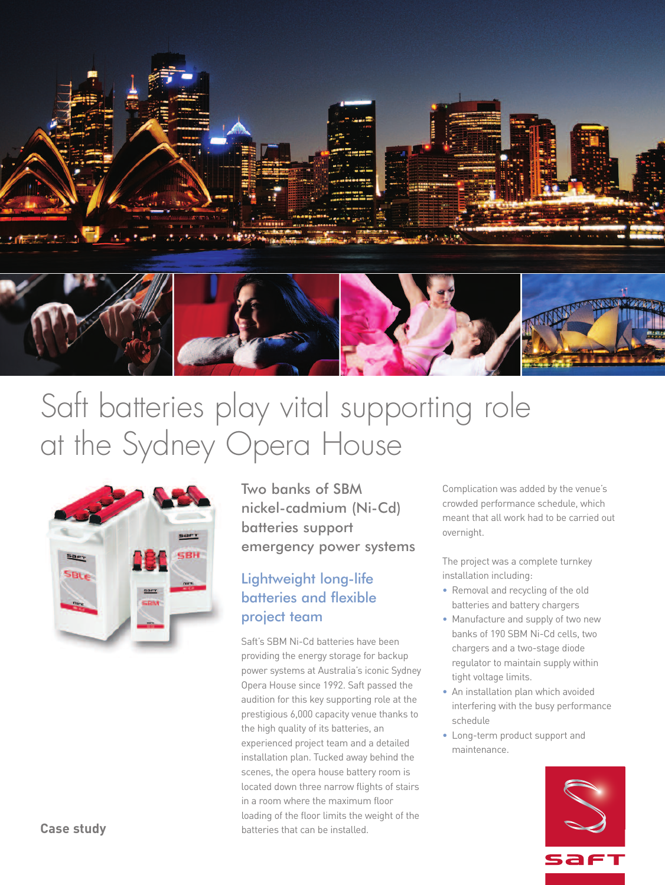# Saft batteries play vital supporting role at the Sydney Opera House

## Two banks of SBM nickel-cadmium (Ni-Cd) batteries support emergency power systems

### Lightweight long-life batteries and flexible project team

Saft's SBM Ni-Cd batteries have been providing the energy storage for backup power systems at Australia's iconic Sydney Opera House since 1992. Saft passed the audition for this key supporting role at the prestigious 6,000 capacity venue thanks to the high quality of its batteries, an experienced project team and a detailed installation plan. Tucked away behind the scenes, the opera house battery room is located down three narrow flights of stairs in a room where the maximum floor loading of the floor limits the weight of the batteries that can be installed.

Complication was added by the venue's crowded performance schedule, which meant that all work had to be carried out overnight.

The project was a complete turnkey installation including:

- Removal and recycling of the old batteries and battery chargers
- Manufacture and supply of two new banks of 190 SBM Ni-Cd cells, two chargers and a two-stage diode regulator to maintain supply within tight voltage limits.
- An installation plan which avoided interfering with the busy performance schedule
- Long-term product support and maintenance.

**Case study**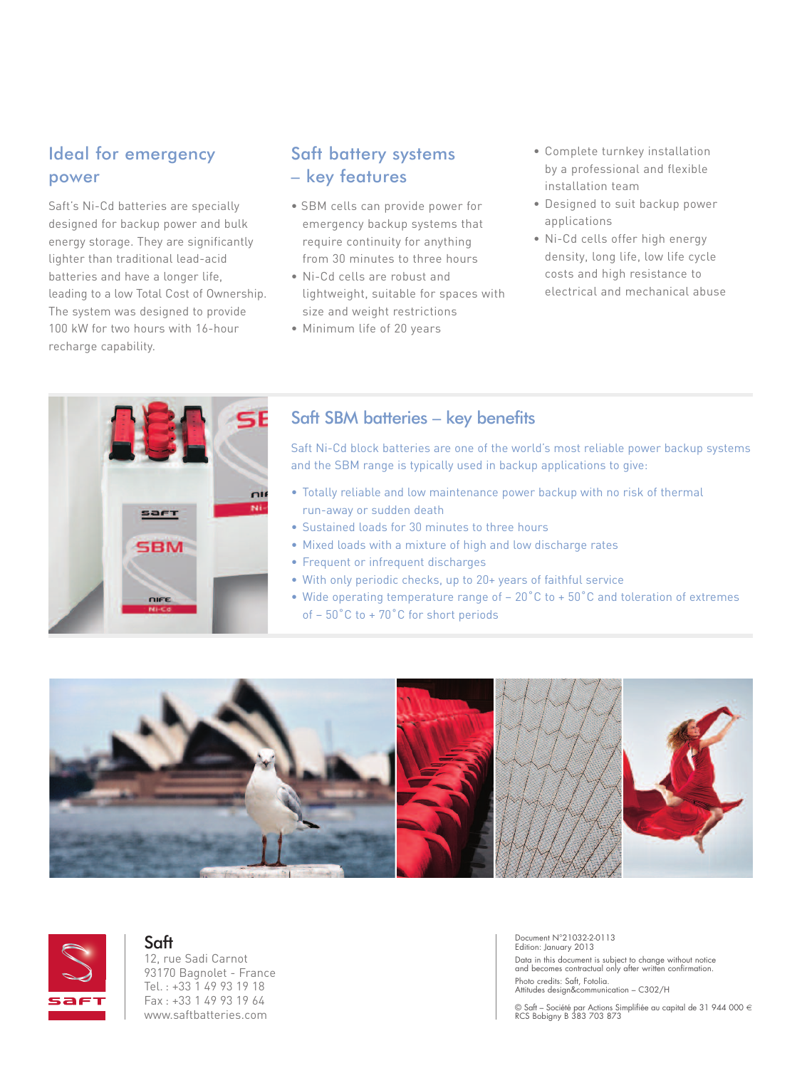## Ideal for emergency power

Saft's Ni-Cd batteries are specially designed for backup power and bulk energy storage. They are significantly lighter than traditional lead-acid batteries and have a longer life, leading to a low Total Cost of Ownership. The system was designed to provide 100 kW for two hours with 16-hour recharge capability.

## Saft battery systems – key features

- SBM cells can provide power for emergency backup systems that require continuity for anything from 30 minutes to three hours
- Ni-Cd cells are robust and lightweight, suitable for spaces with size and weight restrictions
- Minimum life of 20 years
- Complete turnkey installation by a professional and flexible installation team
- Designed to suit backup power applications
- Ni-Cd cells offer high energy density, long life, low life cycle costs and high resistance to electrical and mechanical abuse

## Saft SBM batteries – key benefits

Saft Ni-Cd block batteries are one of the world's most reliable power backup systems and the SBM range is typically used in backup applications to give:

- Totally reliable and low maintenance power backup with no risk of thermal run-away or sudden death
- Sustained loads for 30 minutes to three hours
- Mixed loads with a mixture of high and low discharge rates
- Frequent or infrequent discharges
- With only periodic checks, up to 20+ years of faithful service
- Wide operating temperature range of – 20˚C to + 50˚C and toleration of extremes of – 50˚C to + 70˚C for short periods

**Saft**
12, rue Sadi Carnot
93170 Bagnolet - France
Tel. : +33 1 49 93 19 18
Fax : +33 1 49 93 19 64
www.saftbatteries.com

Document N°21032-2-0113
Edition: January 2013

Data in this document is subject to change without notice and becomes contractual only after written confirmation.

Photo credits: Saft, Fotolia.
Attitudes design&communication – C302/H

© Saft – Société par Actions Simplifiée au capital de 31 944 000 €
RCS Bobigny B 383 703 873